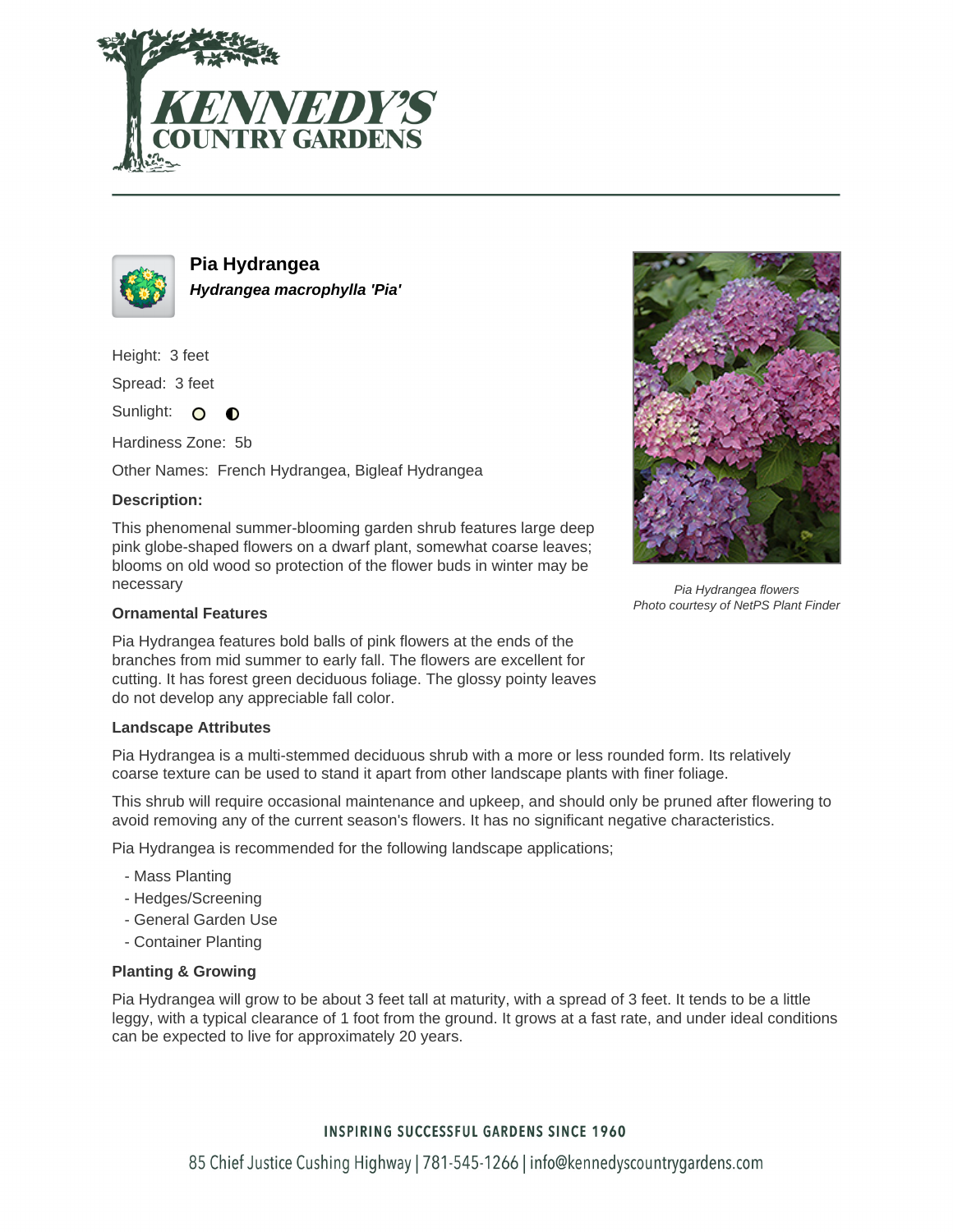# Pia Hydrangea

***Hydrangea macrophylla 'Pia'***

Height: 3 feet

Spread: 3 feet

Sunlight:

Hardiness Zone: 5b

Other Names: French Hydrangea, Bigleaf Hydrangea

### Description:

This phenomenal summer-blooming garden shrub features large deep pink globe-shaped flowers on a dwarf plant, somewhat coarse leaves; blooms on old wood so protection of the flower buds in winter may be necessary

*Pia Hydrangea flowers*
*Photo courtesy of NetPS Plant Finder*

### Ornamental Features

Pia Hydrangea features bold balls of pink flowers at the ends of the branches from mid summer to early fall. The flowers are excellent for cutting. It has forest green deciduous foliage. The glossy pointy leaves do not develop any appreciable fall color.

### Landscape Attributes

Pia Hydrangea is a multi-stemmed deciduous shrub with a more or less rounded form. Its relatively coarse texture can be used to stand it apart from other landscape plants with finer foliage.

This shrub will require occasional maintenance and upkeep, and should only be pruned after flowering to avoid removing any of the current season's flowers. It has no significant negative characteristics.

Pia Hydrangea is recommended for the following landscape applications;

- Mass Planting
- Hedges/Screening
- General Garden Use
- Container Planting

### Planting & Growing

Pia Hydrangea will grow to be about 3 feet tall at maturity, with a spread of 3 feet. It tends to be a little leggy, with a typical clearance of 1 foot from the ground. It grows at a fast rate, and under ideal conditions can be expected to live for approximately 20 years.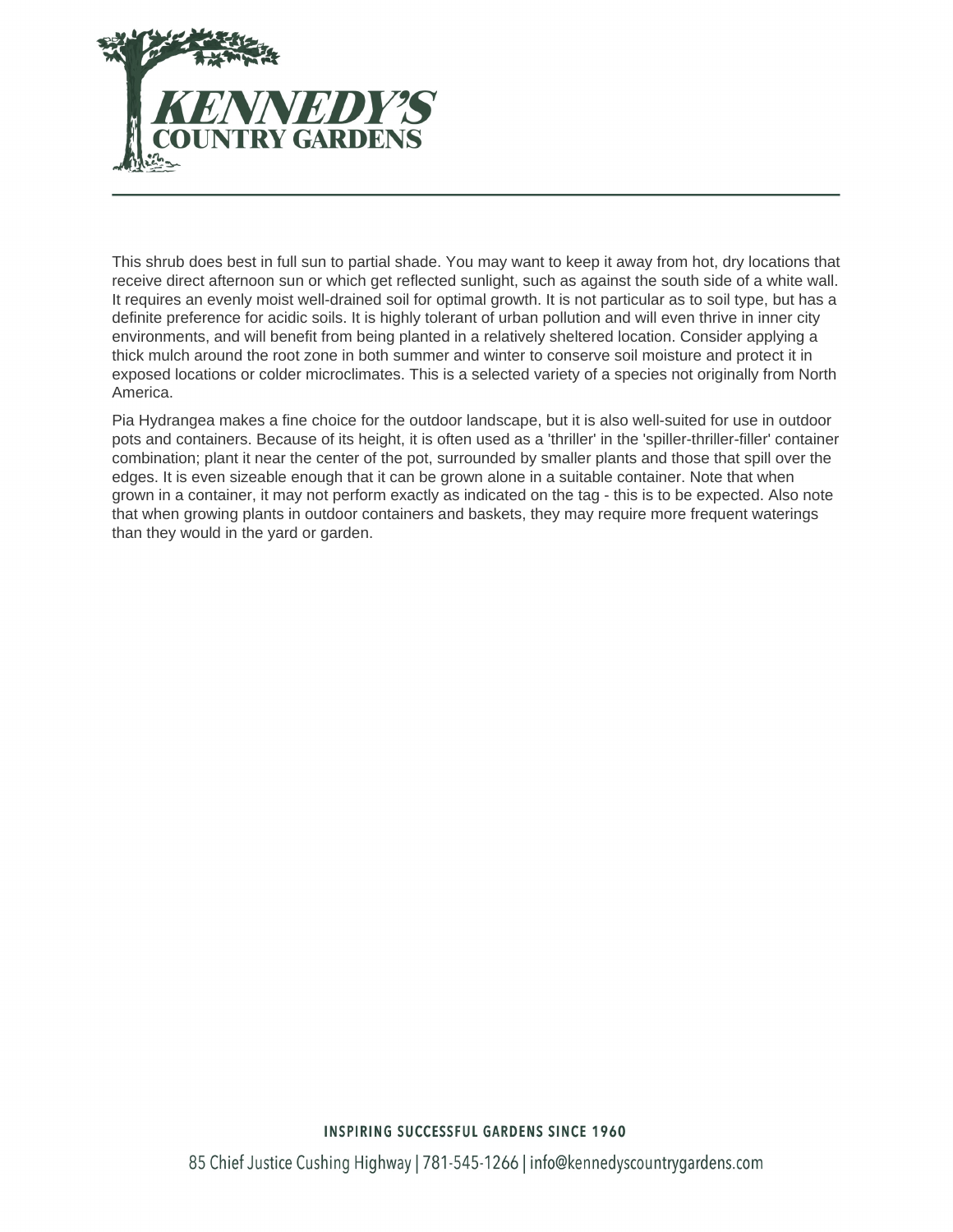This shrub does best in full sun to partial shade. You may want to keep it away from hot, dry locations that receive direct afternoon sun or which get reflected sunlight, such as against the south side of a white wall. It requires an evenly moist well-drained soil for optimal growth. It is not particular as to soil type, but has a definite preference for acidic soils. It is highly tolerant of urban pollution and will even thrive in inner city environments, and will benefit from being planted in a relatively sheltered location. Consider applying a thick mulch around the root zone in both summer and winter to conserve soil moisture and protect it in exposed locations or colder microclimates. This is a selected variety of a species not originally from North America.

Pia Hydrangea makes a fine choice for the outdoor landscape, but it is also well-suited for use in outdoor pots and containers. Because of its height, it is often used as a 'thriller' in the 'spiller-thriller-filler' container combination; plant it near the center of the pot, surrounded by smaller plants and those that spill over the edges. It is even sizeable enough that it can be grown alone in a suitable container. Note that when grown in a container, it may not perform exactly as indicated on the tag - this is to be expected. Also note that when growing plants in outdoor containers and baskets, they may require more frequent waterings than they would in the yard or garden.